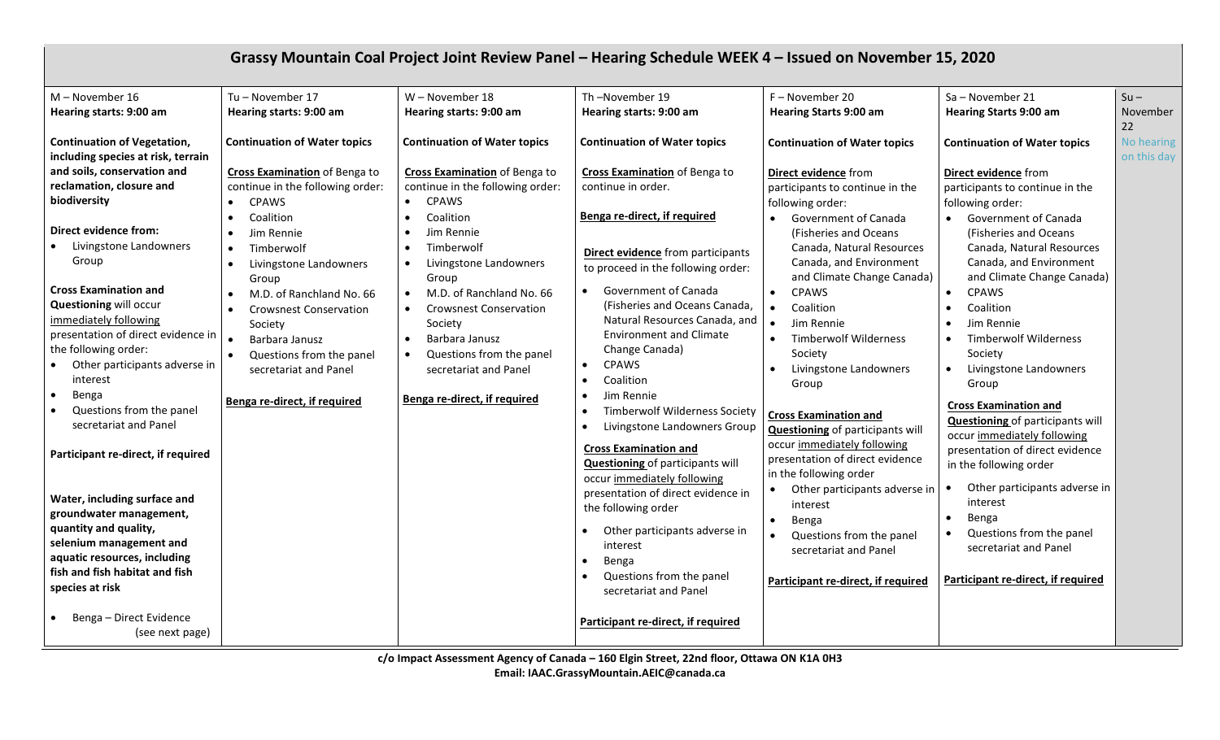# Grassy Mountain Coal Project Joint Review Panel – Hearing Schedule WEEK 4 – Issued on November 15, 2020

| M – November 16<br>**Hearing starts: 9:00 am** | Tu – November 17<br>**Hearing starts: 9:00 am** | W – November 18<br>**Hearing starts: 9:00 am** | Th –November 19<br>**Hearing starts: 9:00 am** | F – November 20<br>**Hearing Starts 9:00 am** | Sa – November 21<br>**Hearing Starts 9:00 am** | Su – November 22 |
|---|---|---|---|---|---|---|
| **Continuation of Vegetation, including species at risk, terrain and soils, conservation and reclamation, closure and biodiversity**<br><br>**Direct evidence from:**<br>• Livingstone Landowners Group<br><br>**Cross Examination and Questioning** will occur immediately following presentation of direct evidence in the following order:<br>• Other participants adverse in interest<br>• Benga<br>• Questions from the panel secretariat and Panel<br><br>**Participant re-direct, if required**<br><br>**Water, including surface and groundwater management, quantity and quality, selenium management and aquatic resources, including fish and fish habitat and fish species at risk**<br><br>• Benga – Direct Evidence (see next page) | **Continuation of Water topics**<br><br>**Cross Examination** of Benga to continue in the following order:<br>• CPAWS<br>• Coalition<br>• Jim Rennie<br>• Timberwolf<br>• Livingstone Landowners Group<br>• M.D. of Ranchland No. 66<br>• Crowsnest Conservation Society<br>• Barbara Janusz<br>• Questions from the panel secretariat and Panel<br><br>**Benga re-direct, if required** | **Continuation of Water topics**<br><br>**Cross Examination** of Benga to continue in the following order:<br>• CPAWS<br>• Coalition<br>• Jim Rennie<br>• Timberwolf<br>• Livingstone Landowners Group<br>• M.D. of Ranchland No. 66<br>• Crowsnest Conservation Society<br>• Barbara Janusz<br>• Questions from the panel secretariat and Panel<br><br>**Benga re-direct, if required** | **Continuation of Water topics**<br><br>**Cross Examination** of Benga to continue in order.<br><br>**Benga re-direct, if required**<br><br>**Direct evidence** from participants to proceed in the following order:<br>• Government of Canada (Fisheries and Oceans Canada, Natural Resources Canada, and Environment and Climate Change Canada)<br>• CPAWS<br>• Coalition<br>• Jim Rennie<br>• Timberwolf Wilderness Society<br>• Livingstone Landowners Group<br><br>**Cross Examination and Questioning** of participants will occur immediately following presentation of direct evidence in the following order<br>• Other participants adverse in interest<br>• Benga<br>• Questions from the panel secretariat and Panel<br><br>**Participant re-direct, if required** | **Continuation of Water topics**<br><br>**Direct evidence** from participants to continue in the following order:<br>• Government of Canada (Fisheries and Oceans Canada, Natural Resources Canada, and Environment and Climate Change Canada)<br>• CPAWS<br>• Coalition<br>• Jim Rennie<br>• Timberwolf Wilderness Society<br>• Livingstone Landowners Group<br><br>**Cross Examination and Questioning** of participants will occur immediately following presentation of direct evidence in the following order<br>• Other participants adverse in interest<br>• Benga<br>• Questions from the panel secretariat and Panel<br><br>**Participant re-direct, if required** | **Continuation of Water topics**<br><br>**Direct evidence** from participants to continue in the following order:<br>• Government of Canada (Fisheries and Oceans Canada, Natural Resources Canada, and Environment and Climate Change Canada)<br>• CPAWS<br>• Coalition<br>• Jim Rennie<br>• Timberwolf Wilderness Society<br>• Livingstone Landowners Group<br><br>**Cross Examination and Questioning** of participants will occur immediately following presentation of direct evidence in the following order<br>• Other participants adverse in interest<br>• Benga<br>• Questions from the panel secretariat and Panel<br><br>**Participant re-direct, if required** | No hearing on this day |

**c/o Impact Assessment Agency of Canada – 160 Elgin Street, 22nd floor, Ottawa ON K1A 0H3**
**Email: IAAC.GrassyMountain.AEIC@canada.ca**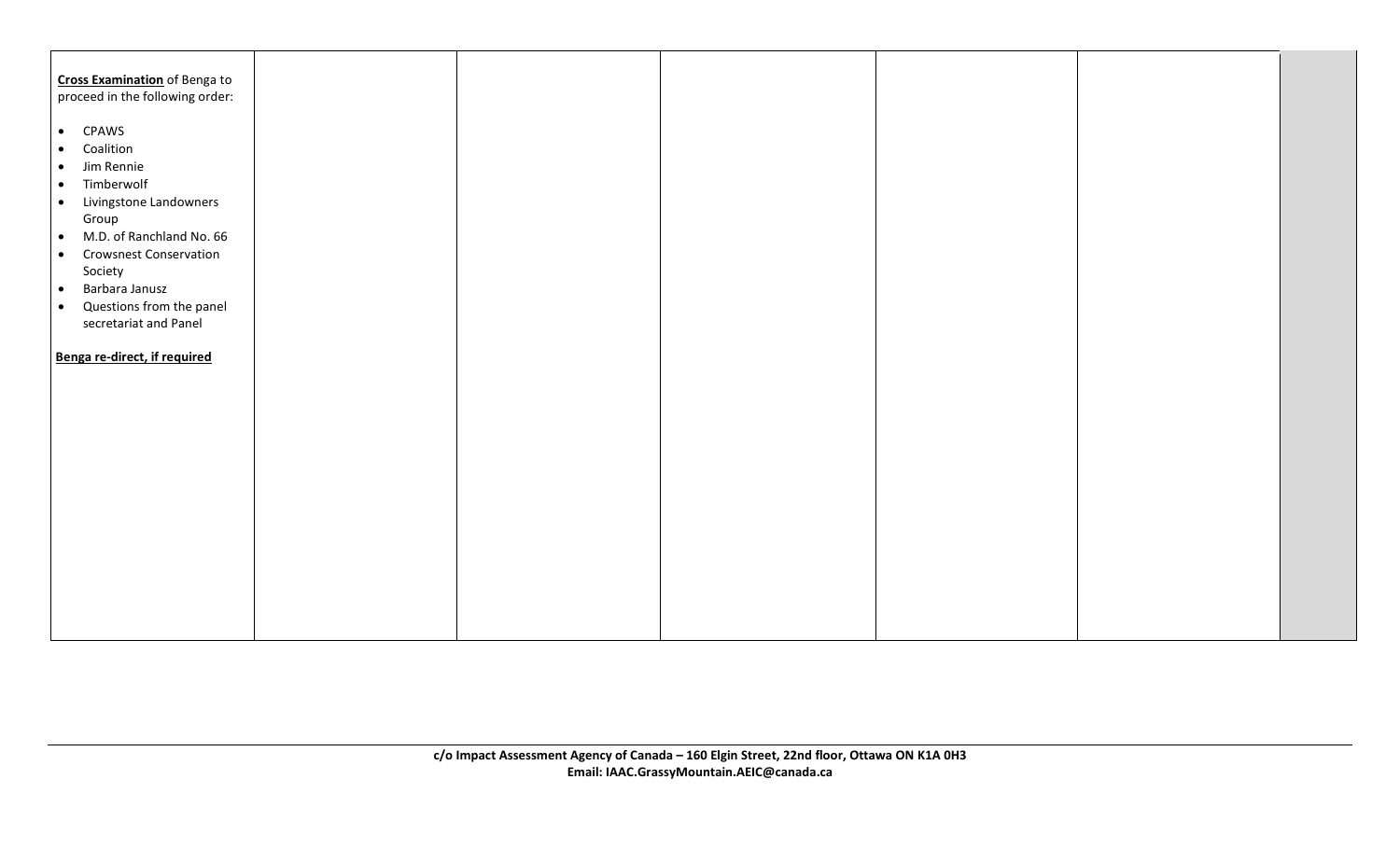| | | | | | | |
|---|---|---|---|---|---|---|
| **Cross Examination** of Benga to proceed in the following order:<br><br>• CPAWS<br>• Coalition<br>• Jim Rennie<br>• Timberwolf<br>• Livingstone Landowners Group<br>• M.D. of Ranchland No. 66<br>• Crowsnest Conservation Society<br>• Barbara Janusz<br>• Questions from the panel secretariat and Panel<br><br>**Benga re-direct, if required** | | | | | | |

**c/o Impact Assessment Agency of Canada – 160 Elgin Street, 22nd floor, Ottawa ON K1A 0H3**
**Email: IAAC.GrassyMountain.AEIC@canada.ca**